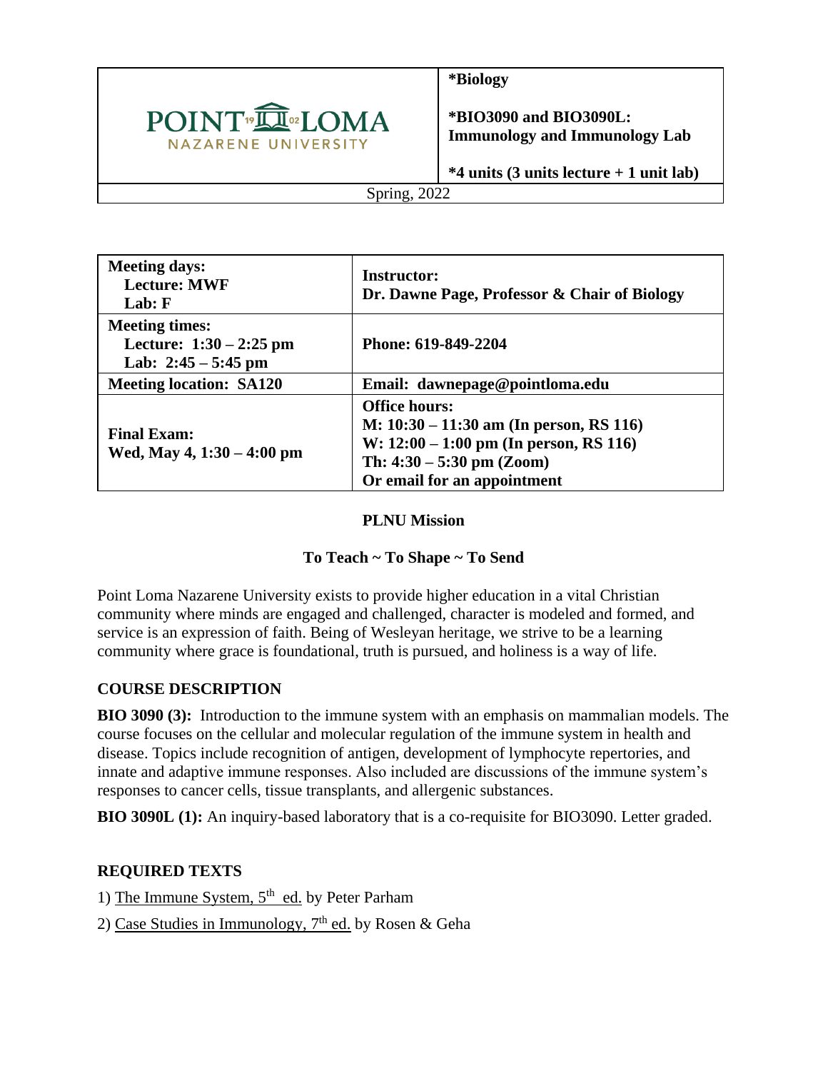| POINT LOMA NAZARENE UNIVERSITY | **\*Biology**<br><br>**\*BIO3090 and BIO3090L: Immunology and Immunology Lab**<br><br>**\*4 units (3 units lecture + 1 unit lab)** |
|---|---|
| Spring, 2022 | |

| **Meeting days:**<br>**Lecture: MWF**<br>**Lab: F** | **Instructor:**<br>**Dr. Dawne Page, Professor & Chair of Biology** |
|---|---|
| **Meeting times:**<br>**Lecture: 1:30 – 2:25 pm**<br>**Lab: 2:45 – 5:45 pm** | **Phone: 619-849-2204** |
| **Meeting location: SA120** | **Email: dawnepage@pointloma.edu** |
| **Final Exam:**<br>**Wed, May 4, 1:30 – 4:00 pm** | **Office hours:**<br>**M: 10:30 – 11:30 am (In person, RS 116)**<br>**W: 12:00 – 1:00 pm (In person, RS 116)**<br>**Th: 4:30 – 5:30 pm (Zoom)**<br>**Or email for an appointment** |

**PLNU Mission**

**To Teach ~ To Shape ~ To Send**

Point Loma Nazarene University exists to provide higher education in a vital Christian community where minds are engaged and challenged, character is modeled and formed, and service is an expression of faith. Being of Wesleyan heritage, we strive to be a learning community where grace is foundational, truth is pursued, and holiness is a way of life.

## COURSE DESCRIPTION

**BIO 3090 (3):** Introduction to the immune system with an emphasis on mammalian models. The course focuses on the cellular and molecular regulation of the immune system in health and disease. Topics include recognition of antigen, development of lymphocyte repertories, and innate and adaptive immune responses. Also included are discussions of the immune system's responses to cancer cells, tissue transplants, and allergenic substances.

**BIO 3090L (1):** An inquiry-based laboratory that is a co-requisite for BIO3090. Letter graded.

## REQUIRED TEXTS

1) The Immune System, 5th ed. by Peter Parham

2) Case Studies in Immunology, 7th ed. by Rosen & Geha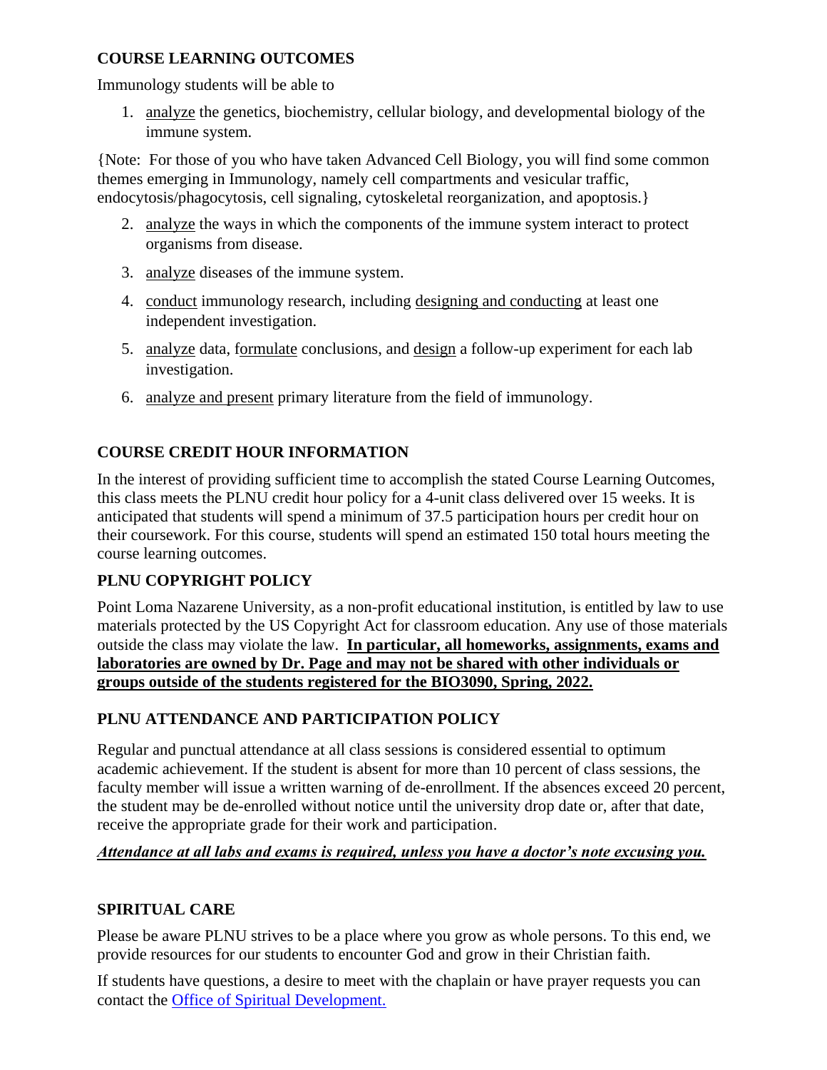## COURSE LEARNING OUTCOMES

Immunology students will be able to

1. analyze the genetics, biochemistry, cellular biology, and developmental biology of the immune system.

{Note: For those of you who have taken Advanced Cell Biology, you will find some common themes emerging in Immunology, namely cell compartments and vesicular traffic, endocytosis/phagocytosis, cell signaling, cytoskeletal reorganization, and apoptosis.}

2. analyze the ways in which the components of the immune system interact to protect organisms from disease.
3. analyze diseases of the immune system.
4. conduct immunology research, including designing and conducting at least one independent investigation.
5. analyze data, formulate conclusions, and design a follow-up experiment for each lab investigation.
6. analyze and present primary literature from the field of immunology.

## COURSE CREDIT HOUR INFORMATION

In the interest of providing sufficient time to accomplish the stated Course Learning Outcomes, this class meets the PLNU credit hour policy for a 4-unit class delivered over 15 weeks. It is anticipated that students will spend a minimum of 37.5 participation hours per credit hour on their coursework. For this course, students will spend an estimated 150 total hours meeting the course learning outcomes.

## PLNU COPYRIGHT POLICY

Point Loma Nazarene University, as a non-profit educational institution, is entitled by law to use materials protected by the US Copyright Act for classroom education. Any use of those materials outside the class may violate the law. **In particular, all homeworks, assignments, exams and laboratories are owned by Dr. Page and may not be shared with other individuals or groups outside of the students registered for the BIO3090, Spring, 2022.**

## PLNU ATTENDANCE AND PARTICIPATION POLICY

Regular and punctual attendance at all class sessions is considered essential to optimum academic achievement. If the student is absent for more than 10 percent of class sessions, the faculty member will issue a written warning of de-enrollment. If the absences exceed 20 percent, the student may be de-enrolled without notice until the university drop date or, after that date, receive the appropriate grade for their work and participation.

***Attendance at all labs and exams is required, unless you have a doctor's note excusing you.***

## SPIRITUAL CARE

Please be aware PLNU strives to be a place where you grow as whole persons. To this end, we provide resources for our students to encounter God and grow in their Christian faith.

If students have questions, a desire to meet with the chaplain or have prayer requests you can contact the Office of Spiritual Development.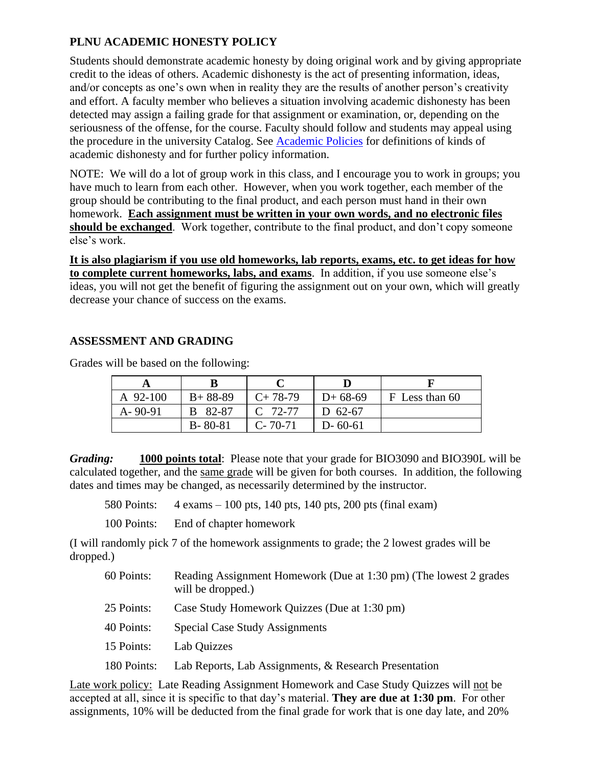## PLNU ACADEMIC HONESTY POLICY

Students should demonstrate academic honesty by doing original work and by giving appropriate credit to the ideas of others. Academic dishonesty is the act of presenting information, ideas, and/or concepts as one's own when in reality they are the results of another person's creativity and effort. A faculty member who believes a situation involving academic dishonesty has been detected may assign a failing grade for that assignment or examination, or, depending on the seriousness of the offense, for the course. Faculty should follow and students may appeal using the procedure in the university Catalog. See Academic Policies for definitions of kinds of academic dishonesty and for further policy information.

NOTE: We will do a lot of group work in this class, and I encourage you to work in groups; you have much to learn from each other. However, when you work together, each member of the group should be contributing to the final product, and each person must hand in their own homework. **Each assignment must be written in your own words, and no electronic files should be exchanged**. Work together, contribute to the final product, and don't copy someone else's work.

**It is also plagiarism if you use old homeworks, lab reports, exams, etc. to get ideas for how to complete current homeworks, labs, and exams**. In addition, if you use someone else's ideas, you will not get the benefit of figuring the assignment out on your own, which will greatly decrease your chance of success on the exams.

## ASSESSMENT AND GRADING

Grades will be based on the following:

| A | B | C | D | F |
|---|---|---|---|---|
| A 92-100 | B+ 88-89 | C+ 78-79 | D+ 68-69 | F Less than 60 |
| A- 90-91 | B 82-87 | C 72-77 | D 62-67 | |
| | B- 80-81 | C- 70-71 | D- 60-61 | |

***Grading:*** **1000 points total**: Please note that your grade for BIO3090 and BIO390L will be calculated together, and the same grade will be given for both courses. In addition, the following dates and times may be changed, as necessarily determined by the instructor.

580 Points: 4 exams – 100 pts, 140 pts, 140 pts, 200 pts (final exam)

100 Points: End of chapter homework

(I will randomly pick 7 of the homework assignments to grade; the 2 lowest grades will be dropped.)

60 Points: Reading Assignment Homework (Due at 1:30 pm) (The lowest 2 grades will be dropped.)

25 Points: Case Study Homework Quizzes (Due at 1:30 pm)

40 Points: Special Case Study Assignments

15 Points: Lab Quizzes

180 Points: Lab Reports, Lab Assignments, & Research Presentation

Late work policy: Late Reading Assignment Homework and Case Study Quizzes will not be accepted at all, since it is specific to that day's material. **They are due at 1:30 pm**. For other assignments, 10% will be deducted from the final grade for work that is one day late, and 20%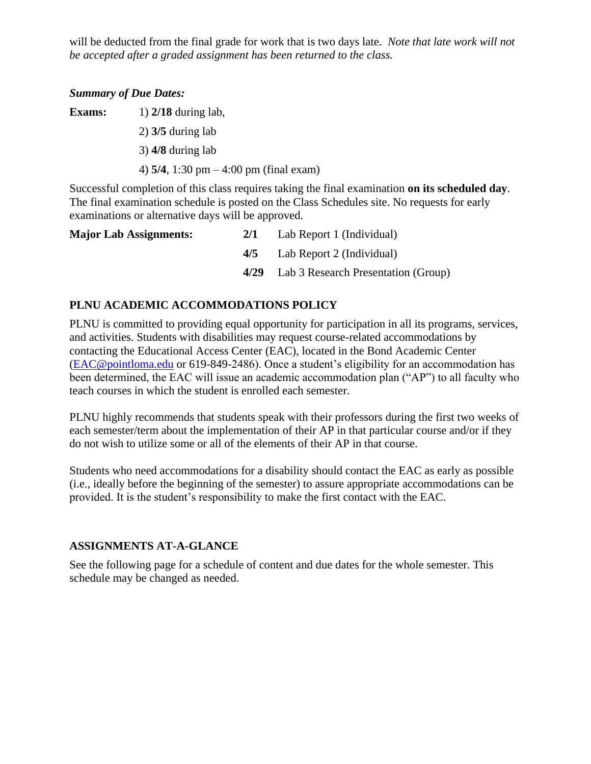will be deducted from the final grade for work that is two days late. *Note that late work will not be accepted after a graded assignment has been returned to the class.*

***Summary of Due Dates:***

**Exams:** 1) **2/18** during lab,

2) **3/5** during lab

3) **4/8** during lab

4) **5/4**, 1:30 pm – 4:00 pm (final exam)

Successful completion of this class requires taking the final examination **on its scheduled day**. The final examination schedule is posted on the Class Schedules site. No requests for early examinations or alternative days will be approved.

**Major Lab Assignments:**

| | | |
|---|---|---|
| **Major Lab Assignments:** | **2/1** | Lab Report 1 (Individual) |
| | **4/5** | Lab Report 2 (Individual) |
| | **4/29** | Lab 3 Research Presentation (Group) |

## PLNU ACADEMIC ACCOMMODATIONS POLICY

PLNU is committed to providing equal opportunity for participation in all its programs, services, and activities. Students with disabilities may request course-related accommodations by contacting the Educational Access Center (EAC), located in the Bond Academic Center (EAC@pointloma.edu or 619-849-2486). Once a student's eligibility for an accommodation has been determined, the EAC will issue an academic accommodation plan ("AP") to all faculty who teach courses in which the student is enrolled each semester.

PLNU highly recommends that students speak with their professors during the first two weeks of each semester/term about the implementation of their AP in that particular course and/or if they do not wish to utilize some or all of the elements of their AP in that course.

Students who need accommodations for a disability should contact the EAC as early as possible (i.e., ideally before the beginning of the semester) to assure appropriate accommodations can be provided. It is the student's responsibility to make the first contact with the EAC.

## ASSIGNMENTS AT-A-GLANCE

See the following page for a schedule of content and due dates for the whole semester. This schedule may be changed as needed.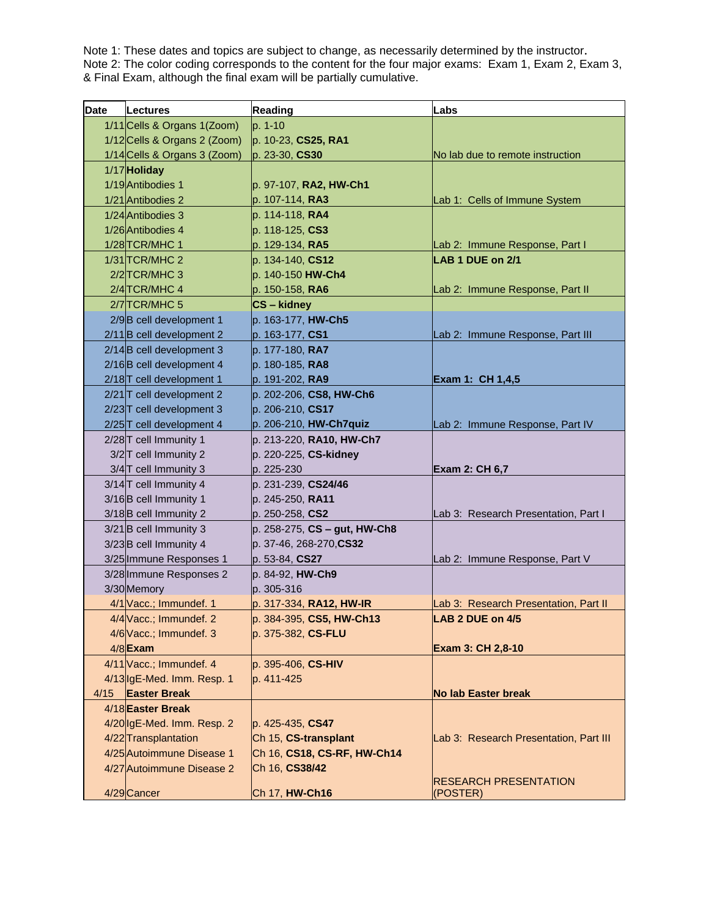Note 1: These dates and topics are subject to change, as necessarily determined by the instructor.
Note 2: The color coding corresponds to the content for the four major exams: Exam 1, Exam 2, Exam 3, & Final Exam, although the final exam will be partially cumulative.

| Date | Lectures | Reading | Labs |
|---|---|---|---|
| 1/11 | Cells & Organs 1(Zoom) | p. 1-10 | |
| 1/12 | Cells & Organs 2 (Zoom) | p. 10-23, **CS25, RA1** | |
| 1/14 | Cells & Organs 3 (Zoom) | p. 23-30, **CS30** | No lab due to remote instruction |
| 1/17 | **Holiday** | | |
| 1/19 | Antibodies 1 | p. 97-107, **RA2, HW-Ch1** | |
| 1/21 | Antibodies 2 | p. 107-114, **RA3** | Lab 1: Cells of Immune System |
| 1/24 | Antibodies 3 | p. 114-118, **RA4** | |
| 1/26 | Antibodies 4 | p. 118-125, **CS3** | |
| 1/28 | TCR/MHC 1 | p. 129-134, **RA5** | Lab 2: Immune Response, Part I |
| 1/31 | TCR/MHC 2 | p. 134-140, **CS12** | **LAB 1 DUE on 2/1** |
| 2/2 | TCR/MHC 3 | p. 140-150 **HW-Ch4** | |
| 2/4 | TCR/MHC 4 | p. 150-158, **RA6** | Lab 2: Immune Response, Part II |
| 2/7 | TCR/MHC 5 | **CS – kidney** | |
| 2/9 | B cell development 1 | p. 163-177, **HW-Ch5** | |
| 2/11 | B cell development 2 | p. 163-177, **CS1** | Lab 2: Immune Response, Part III |
| 2/14 | B cell development 3 | p. 177-180, **RA7** | |
| 2/16 | B cell development 4 | p. 180-185, **RA8** | |
| 2/18 | T cell development 1 | p. 191-202, **RA9** | **Exam 1: CH 1,4,5** |
| 2/21 | T cell development 2 | p. 202-206, **CS8, HW-Ch6** | |
| 2/23 | T cell development 3 | p. 206-210, **CS17** | |
| 2/25 | T cell development 4 | p. 206-210, **HW-Ch7quiz** | Lab 2: Immune Response, Part IV |
| 2/28 | T cell Immunity 1 | p. 213-220, **RA10, HW-Ch7** | |
| 3/2 | T cell Immunity 2 | p. 220-225, **CS-kidney** | |
| 3/4 | T cell Immunity 3 | p. 225-230 | **Exam 2: CH 6,7** |
| 3/14 | T cell Immunity 4 | p. 231-239, **CS24/46** | |
| 3/16 | B cell Immunity 1 | p. 245-250, **RA11** | |
| 3/18 | B cell Immunity 2 | p. 250-258, **CS2** | Lab 3: Research Presentation, Part I |
| 3/21 | B cell Immunity 3 | p. 258-275, **CS – gut, HW-Ch8** | |
| 3/23 | B cell Immunity 4 | p. 37-46, 268-270,**CS32** | |
| 3/25 | Immune Responses 1 | p. 53-84, **CS27** | Lab 2: Immune Response, Part V |
| 3/28 | Immune Responses 2 | p. 84-92, **HW-Ch9** | |
| 3/30 | Memory | p. 305-316 | |
| 4/1 | Vacc.; Immundef. 1 | p. 317-334, **RA12, HW-IR** | Lab 3: Research Presentation, Part II |
| 4/4 | Vacc.; Immundef. 2 | p. 384-395, **CS5, HW-Ch13** | **LAB 2 DUE on 4/5** |
| 4/6 | Vacc.; Immundef. 3 | p. 375-382, **CS-FLU** | |
| 4/8 | **Exam** | | **Exam 3: CH 2,8-10** |
| 4/11 | Vacc.; Immundef. 4 | p. 395-406, **CS-HIV** | |
| 4/13 | IgE-Med. Imm. Resp. 1 | p. 411-425 | |
| 4/15 | **Easter Break** | | **No lab Easter break** |
| 4/18 | **Easter Break** | | |
| 4/20 | IgE-Med. Imm. Resp. 2 | p. 425-435, **CS47** | |
| 4/22 | Transplantation | Ch 15, **CS-transplant** | Lab 3: Research Presentation, Part III |
| 4/25 | Autoimmune Disease 1 | Ch 16, **CS18, CS-RF, HW-Ch14** | |
| 4/27 | Autoimmune Disease 2 | Ch 16, **CS38/42** | |
| 4/29 | Cancer | Ch 17, **HW-Ch16** | RESEARCH PRESENTATION (POSTER) |